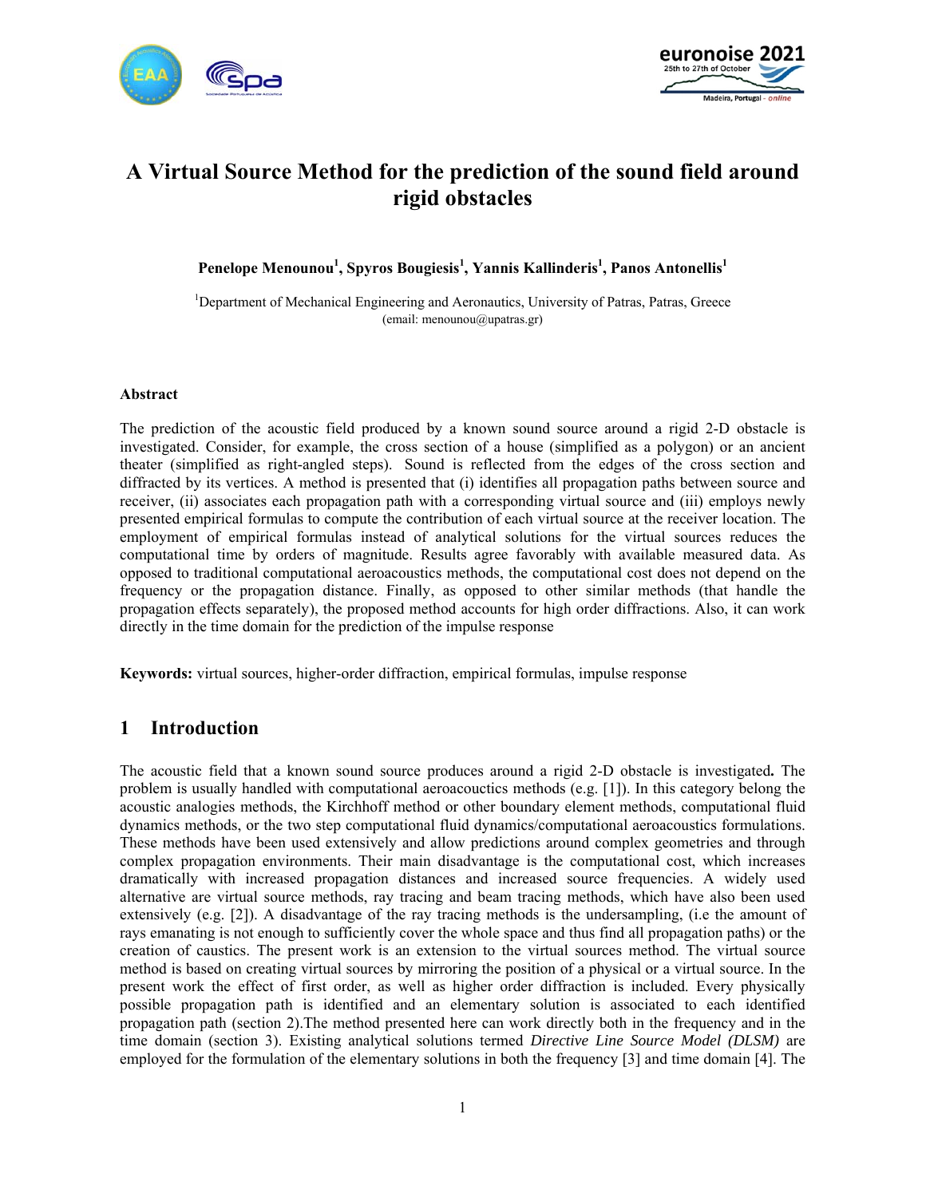# A Virtual Source Method for the prediction of the sound field around rigid obstacles

**Penelope Menounou[1], Spyros Bougiesis[1], Yannis Kallinderis[1], Panos Antonellis[1]**

[1]Department of Mechanical Engineering and Aeronautics, University of Patras, Patras, Greece
(email: menounou@upatras.gr)

#### Abstract

The prediction of the acoustic field produced by a known sound source around a rigid 2-D obstacle is investigated. Consider, for example, the cross section of a house (simplified as a polygon) or an ancient theater (simplified as right-angled steps). Sound is reflected from the edges of the cross section and diffracted by its vertices. A method is presented that (i) identifies all propagation paths between source and receiver, (ii) associates each propagation path with a corresponding virtual source and (iii) employs newly presented empirical formulas to compute the contribution of each virtual source at the receiver location. The employment of empirical formulas instead of analytical solutions for the virtual sources reduces the computational time by orders of magnitude. Results agree favorably with available measured data. As opposed to traditional computational aeroacoustics methods, the computational cost does not depend on the frequency or the propagation distance. Finally, as opposed to other similar methods (that handle the propagation effects separately), the proposed method accounts for high order diffractions. Also, it can work directly in the time domain for the prediction of the impulse response

**Keywords:** virtual sources, higher-order diffraction, empirical formulas, impulse response

## 1 Introduction

The acoustic field that a known sound source produces around a rigid 2-D obstacle is investigated**.** The problem is usually handled with computational aeroacouctics methods (e.g. [1]). In this category belong the acoustic analogies methods, the Kirchhoff method or other boundary element methods, computational fluid dynamics methods, or the two step computational fluid dynamics/computational aeroacoustics formulations. These methods have been used extensively and allow predictions around complex geometries and through complex propagation environments. Their main disadvantage is the computational cost, which increases dramatically with increased propagation distances and increased source frequencies. A widely used alternative are virtual source methods, ray tracing and beam tracing methods, which have also been used extensively (e.g. [2]). A disadvantage of the ray tracing methods is the undersampling, (i.e the amount of rays emanating is not enough to sufficiently cover the whole space and thus find all propagation paths) or the creation of caustics. The present work is an extension to the virtual sources method. The virtual source method is based on creating virtual sources by mirroring the position of a physical or a virtual source. In the present work the effect of first order, as well as higher order diffraction is included. Every physically possible propagation path is identified and an elementary solution is associated to each identified propagation path (section 2).The method presented here can work directly both in the frequency and in the time domain (section 3). Existing analytical solutions termed *Directive Line Source Model (DLSM)* are employed for the formulation of the elementary solutions in both the frequency [3] and time domain [4]. The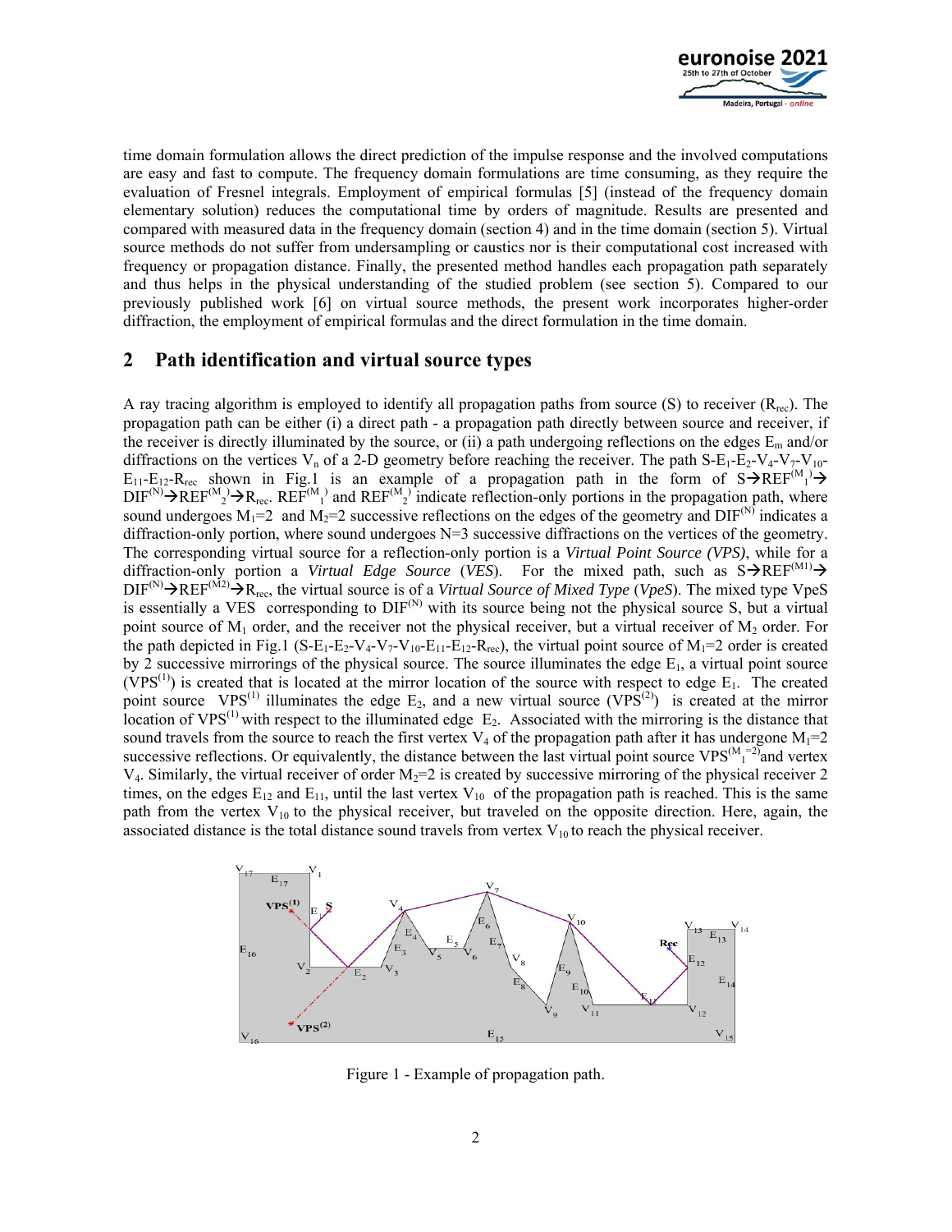time domain formulation allows the direct prediction of the impulse response and the involved computations are easy and fast to compute. The frequency domain formulations are time consuming, as they require the evaluation of Fresnel integrals. Employment of empirical formulas [5] (instead of the frequency domain elementary solution) reduces the computational time by orders of magnitude. Results are presented and compared with measured data in the frequency domain (section 4) and in the time domain (section 5). Virtual source methods do not suffer from undersampling or caustics nor is their computational cost increased with frequency or propagation distance. Finally, the presented method handles each propagation path separately and thus helps in the physical understanding of the studied problem (see section 5). Compared to our previously published work [6] on virtual source methods, the present work incorporates higher-order diffraction, the employment of empirical formulas and the direct formulation in the time domain.

## 2 Path identification and virtual source types

A ray tracing algorithm is employed to identify all propagation paths from source (S) to receiver ($R_{rec}$). The propagation path can be either (i) a direct path - a propagation path directly between source and receiver, if the receiver is directly illuminated by the source, or (ii) a path undergoing reflections on the edges $E_m$ and/or diffractions on the vertices $V_n$ of a 2-D geometry before reaching the receiver. The path S-$E_1$-$E_2$-$V_4$-$V_7$-$V_{10}$-$E_{11}$-$E_{12}$-$R_{rec}$ shown in Fig.1 is an example of a propagation path in the form of S→$REF^{(M_1)}$→$DIF^{(N)}$→$REF^{(M_2)}$→$R_{rec}$. $REF^{(M_1)}$ and $REF^{(M_2)}$ indicate reflection-only portions in the propagation path, where sound undergoes $M_1$=2 and $M_2$=2 successive reflections on the edges of the geometry and $DIF^{(N)}$ indicates a diffraction-only portion, where sound undergoes N=3 successive diffractions on the vertices of the geometry. The corresponding virtual source for a reflection-only portion is a *Virtual Point Source (VPS)*, while for a diffraction-only portion a *Virtual Edge Source* (*VES*). For the mixed path, such as S→$REF^{(M1)}$→$DIF^{(N)}$→$REF^{(M2)}$→$R_{rec}$, the virtual source is of a *Virtual Source of Mixed Type* (*VpeS*). The mixed type VpeS is essentially a VES corresponding to $DIF^{(N)}$ with its source being not the physical source S, but a virtual point source of $M_1$ order, and the receiver not the physical receiver, but a virtual receiver of $M_2$ order. For the path depicted in Fig.1 (S-$E_1$-$E_2$-$V_4$-$V_7$-$V_{10}$-$E_{11}$-$E_{12}$-$R_{rec}$), the virtual point source of $M_1$=2 order is created by 2 successive mirrorings of the physical source. The source illuminates the edge $E_1$, a virtual point source ($VPS^{(1)}$) is created that is located at the mirror location of the source with respect to edge $E_1$. The created point source $VPS^{(1)}$ illuminates the edge $E_2$, and a new virtual source ($VPS^{(2)}$) is created at the mirror location of $VPS^{(1)}$ with respect to the illuminated edge $E_2$. Associated with the mirroring is the distance that sound travels from the source to reach the first vertex $V_4$ of the propagation path after it has undergone $M_1$=2 successive reflections. Or equivalently, the distance between the last virtual point source $VPS^{(M_1=2)}$ and vertex $V_4$. Similarly, the virtual receiver of order $M_2$=2 is created by successive mirroring of the physical receiver 2 times, on the edges $E_{12}$ and $E_{11}$, until the last vertex $V_{10}$ of the propagation path is reached. This is the same path from the vertex $V_{10}$ to the physical receiver, but traveled on the opposite direction. Here, again, the associated distance is the total distance sound travels from vertex $V_{10}$ to reach the physical receiver.

Figure 1 - Example of propagation path.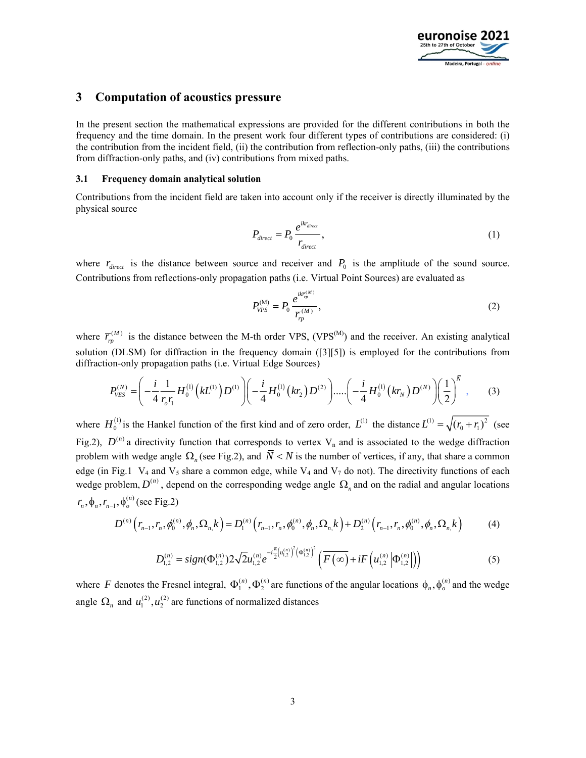## 3 Computation of acoustics pressure

In the present section the mathematical expressions are provided for the different contributions in both the frequency and the time domain. In the present work four different types of contributions are considered: (i) the contribution from the incident field, (ii) the contribution from reflection-only paths, (iii) the contributions from diffraction-only paths, and (iv) contributions from mixed paths.

### 3.1 Frequency domain analytical solution

Contributions from the incident field are taken into account only if the receiver is directly illuminated by the physical source

$$P_{direct} = P_0 \frac{e^{ikr_{direct}}}{r_{direct}}, \tag{1}$$

where $r_{direct}$ is the distance between source and receiver and $P_0$ is the amplitude of the sound source. Contributions from reflections-only propagation paths (i.e. Virtual Point Sources) are evaluated as

$$P_{VPS}^{(M)} = P_0 \frac{e^{ik\overline{r}_{rp}^{(M)}}}{\overline{r}_{rp}^{(M)}}, \tag{2}$$

where $\overline{r}_{rp}^{(M)}$ is the distance between the M-th order VPS, (VPS$^{(M)}$) and the receiver. An existing analytical solution (DLSM) for diffraction in the frequency domain ([3][5]) is employed for the contributions from diffraction-only propagation paths (i.e. Virtual Edge Sources)

$$P_{VES}^{(N)} = \left(-\frac{i}{4}\frac{1}{r_o r_1} H_0^{(1)}\left(kL^{(1)}\right) D^{(1)}\right)\left(-\frac{i}{4} H_0^{(1)}\left(kr_2\right) D^{(2)}\right) \ldots \left(-\frac{i}{4} H_0^{(1)}\left(kr_N\right) D^{(N)}\right)\left(\frac{1}{2}\right)^{\overline{N}}, \tag{3}$$

where $H_0^{(1)}$ is the Hankel function of the first kind and of zero order, $L^{(1)}$ the distance $L^{(1)} = \sqrt{(r_0 + r_1)^2}$ (see Fig.2), $D^{(n)}$ a directivity function that corresponds to vertex $V_n$ and is associated to the wedge diffraction problem with wedge angle $\Omega_n$ (see Fig.2), and $\overline{N} < N$ is the number of vertices, if any, that share a common edge (in Fig.1 $V_4$ and $V_5$ share a common edge, while $V_4$ and $V_7$ do not). The directivity functions of each wedge problem, $D^{(n)}$, depend on the corresponding wedge angle $\Omega_n$ and on the radial and angular locations $r_n, \phi_n, r_{n-1}, \phi_o^{(n)}$ (see Fig.2)

$$D^{(n)}\left(r_{n-1}, r_n, \phi_0^{(n)}, \phi_n, \Omega_n, k\right) = D_1^{(n)}\left(r_{n-1}, r_n, \phi_0^{(n)}, \phi_n, \Omega_n, k\right) + D_2^{(n)}\left(r_{n-1}, r_n, \phi_0^{(n)}, \phi_n, \Omega_n, k\right) \tag{4}$$

$$D_{1,2}^{(n)} = sign(\Phi_{1,2}^{(n)}) 2\sqrt{2} u_{1,2}^{(n)} e^{-i\frac{\pi}{2}\left(u_{1,2}^{(n)}\right)^2 \left(\Phi_{1,2}^{(n)}\right)^2} \left(\overline{F(\infty)} + iF\left(u_{1,2}^{(n)}\left|\Phi_{1,2}^{(n)}\right|\right)\right) \tag{5}$$

where $F$ denotes the Fresnel integral, $\Phi_1^{(n)}, \Phi_2^{(n)}$ are functions of the angular locations $\phi_n, \phi_o^{(n)}$ and the wedge angle $\Omega_n$ and $u_1^{(2)}, u_2^{(2)}$ are functions of normalized distances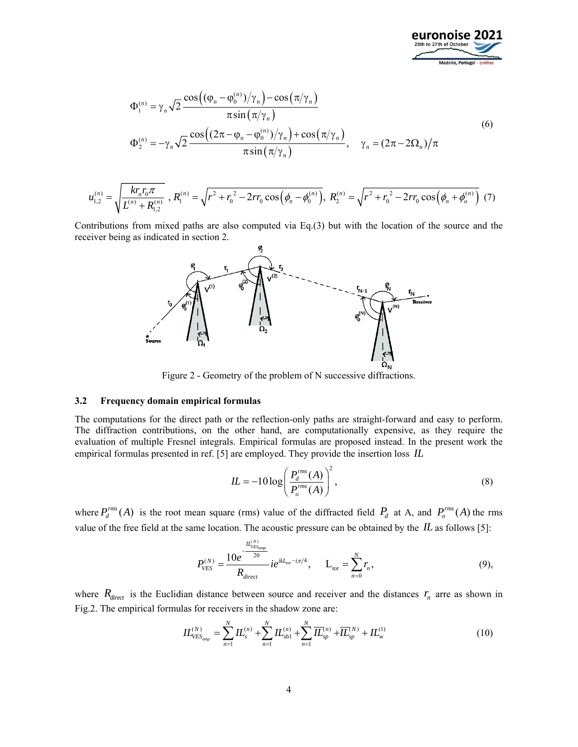$$\Phi_1^{(n)} = \gamma_n \sqrt{2}\, \frac{\cos\left((\varphi_n - \varphi_0^{(n)})/\gamma_n\right) - \cos\left(\pi/\gamma_n\right)}{\pi \sin\left(\pi/\gamma_n\right)}$$

$$\Phi_2^{(n)} = -\gamma_n \sqrt{2}\, \frac{\cos\left((2\pi - \varphi_n - \varphi_0^{(n)})/\gamma_n\right) + \cos\left(\pi/\gamma_n\right)}{\pi \sin\left(\pi/\gamma_n\right)}, \quad \gamma_n = (2\pi - 2\Omega_n)/\pi \tag{6}$$

$$u_{1,2}^{(n)} = \sqrt{\frac{k r_n r_0 \pi}{L^{(n)} + R_{1,2}^{(n)}}}\ , R_1^{(n)} = \sqrt{r^2 + r_0^{\,2} - 2 r r_0 \cos\left(\phi_n - \phi_0^{(n)}\right)},\ R_2^{(n)} = \sqrt{r^2 + r_0^{\,2} - 2 r r_0 \cos\left(\phi_n + \phi_o^{(n)}\right)} \tag{7}$$

Contributions from mixed paths are also computed via Eq.(3) but with the location of the source and the receiver being as indicated in section 2.

Figure 2 - Geometry of the problem of N successive diffractions.

### 3.2 Frequency domain empirical formulas

The computations for the direct path or the reflection-only paths are straight-forward and easy to perform. The diffraction contributions, on the other hand, are computationally expensive, as they require the evaluation of multiple Fresnel integrals. Empirical formulas are proposed instead. In the present work the empirical formulas presented in ref. [5] are employed. They provide the insertion loss $IL$

$$IL = -10 \log \left( \frac{P_d^{rms}(A)}{P_o^{rms}(A)} \right)^2, \tag{8}$$

where $P_d^{rms}(A)$ is the root mean square (rms) value of the diffracted field $P_d$ at A, and $P_o^{rms}(A)$ the rms value of the free field at the same location. The acoustic pressure can be obtained by the $IL$ as follows [5]:

$$P_{VES}^{(N)} = \frac{10 e^{-\frac{IL_{VES_{emp}}^{(N)}}{20}}}{R_{direct}}\, i e^{ikL_{tot} - i\pi/4}, \qquad L_{tot} = \sum_{n=0}^{N} r_n, \tag{9}$$

where $R_{direct}$ is the Euclidian distance between source and receiver and the distances $r_n$ arre as shown in Fig.2. The empirical formulas for receivers in the shadow zone are:

$$IL_{VES_{emp}}^{(N)} = \sum_{n=1}^{N} IL_s^{(n)} + \sum_{n=1}^{N} IL_{sb1}^{(n)} + \sum_{n=1}^{N} \overline{IL_{sp}^{(n)}} + \overline{IL_{sp}^{(N)}} + IL_w^{(1)} \tag{10}$$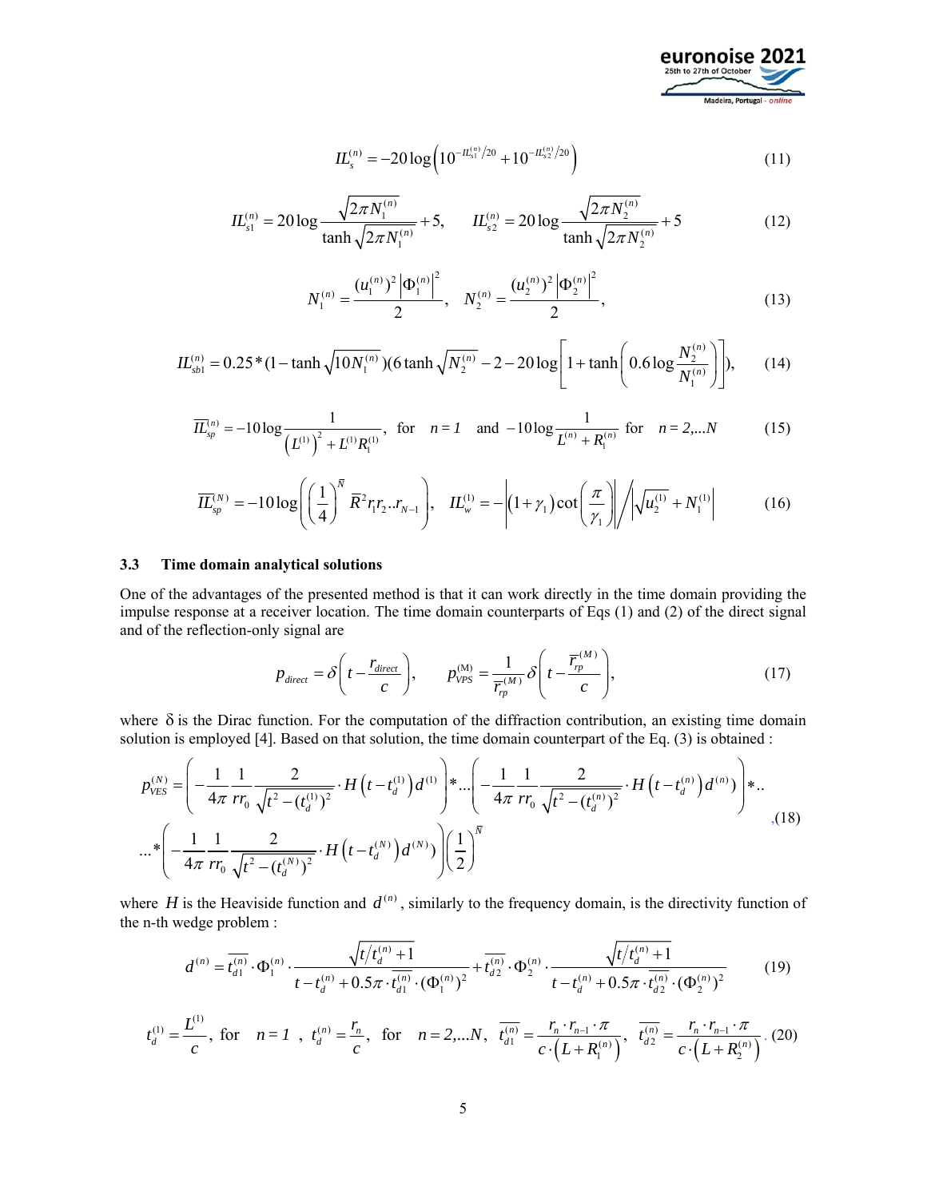$$IL_s^{(n)} = -20\log\left(10^{-IL_{s1}^{(n)}/20} + 10^{-IL_{s2}^{(n)}/20}\right) \tag{11}$$

$$IL_{s1}^{(n)} = 20\log\frac{\sqrt{2\pi N_1^{(n)}}}{\tanh\sqrt{2\pi N_1^{(n)}}} + 5, \qquad IL_{s2}^{(n)} = 20\log\frac{\sqrt{2\pi N_2^{(n)}}}{\tanh\sqrt{2\pi N_2^{(n)}}} + 5 \tag{12}$$

$$N_1^{(n)} = \frac{(u_1^{(n)})^2\left|\Phi_1^{(n)}\right|^2}{2}, \quad N_2^{(n)} = \frac{(u_2^{(n)})^2\left|\Phi_2^{(n)}\right|^2}{2}, \tag{13}$$

$$IL_{sb1}^{(n)} = 0.25*(1-\tanh\sqrt{10N_1^{(n)}})(6\tanh\sqrt{N_2^{(n)}} - 2 - 20\log\left[1+\tanh\left(0.6\log\frac{N_2^{(n)}}{N_1^{(n)}}\right)\right]), \tag{14}$$

$$\overline{IL}_{sp}^{(n)} = -10\log\frac{1}{\left(L^{(1)}\right)^2 + L^{(1)}R_1^{(1)}}, \ \text{for} \quad n=1 \quad \text{and} \ -10\log\frac{1}{L^{(n)}+R_1^{(n)}} \ \text{for} \quad n=2,...N \tag{15}$$

$$\overline{IL}_{sp}^{(N)} = -10\log\left(\left(\frac{1}{4}\right)^{\overline{N}}\overline{R}^2 r_1 r_2..r_{N-1}\right), \quad IL_w^{(1)} = -\left|(1+\gamma_1)\cot\left(\frac{\pi}{\gamma_1}\right)\right| \Big/ \left|\sqrt{u_2^{(1)}} + N_1^{(1)}\right| \tag{16}$$

### 3.3 Time domain analytical solutions

One of the advantages of the presented method is that it can work directly in the time domain providing the impulse response at a receiver location. The time domain counterparts of Eqs (1) and (2) of the direct signal and of the reflection-only signal are

$$p_{direct} = \delta\left(t - \frac{r_{direct}}{c}\right), \qquad p_{VPS}^{(\mathrm{M})} = \frac{1}{\overline{r_{rp}}^{(M)}}\delta\left(t - \frac{\overline{r_{rp}}^{(M)}}{c}\right), \tag{17}$$

where $\delta$ is the Dirac function. For the computation of the diffraction contribution, an existing time domain solution is employed [4]. Based on that solution, the time domain counterpart of the Eq. (3) is obtained :

$$p_{VES}^{(N)} = \left(-\frac{1}{4\pi}\frac{1}{rr_0}\frac{2}{\sqrt{t^2-(t_d^{(1)})^2}}\cdot H\left(t-t_d^{(1)}\right)d^{(1)}\right)*...\left(-\frac{1}{4\pi}\frac{1}{rr_0}\frac{2}{\sqrt{t^2-(t_d^{(n)})^2}}\cdot H\left(t-t_d^{(n)}\right)d^{(n)}\right)*.. \\ ...*\left(-\frac{1}{4\pi}\frac{1}{rr_0}\frac{2}{\sqrt{t^2-(t_d^{(N)})^2}}\cdot H\left(t-t_d^{(N)}\right)d^{(N)}\right)\left(\frac{1}{2}\right)^{\overline{N}}, \tag{18}$$

where $H$ is the Heaviside function and $d^{(n)}$, similarly to the frequency domain, is the directivity function of the n-th wedge problem :

$$d^{(n)} = \overline{t_{d1}^{(n)}}\cdot\Phi_1^{(n)}\cdot\frac{\sqrt{t/t_d^{(n)}+1}}{t-t_d^{(n)}+0.5\pi\cdot\overline{t_{d1}^{(n)}}\cdot(\Phi_1^{(n)})^2} + \overline{t_{d2}^{(n)}}\cdot\Phi_2^{(n)}\cdot\frac{\sqrt{t/t_d^{(n)}+1}}{t-t_d^{(n)}+0.5\pi\cdot\overline{t_{d2}^{(n)}}\cdot(\Phi_2^{(n)})^2} \tag{19}$$

$$t_d^{(1)} = \frac{L^{(1)}}{c}, \ \text{for} \quad n=1 \ , \ t_d^{(n)} = \frac{r_n}{c}, \ \text{for} \quad n=2,...N, \ \overline{t_{d1}^{(n)}} = \frac{r_n\cdot r_{n-1}\cdot\pi}{c\cdot\left(L+R_1^{(n)}\right)}, \ \overline{t_{d2}^{(n)}} = \frac{r_n\cdot r_{n-1}\cdot\pi}{c\cdot\left(L+R_2^{(n)}\right)}. \tag{20}$$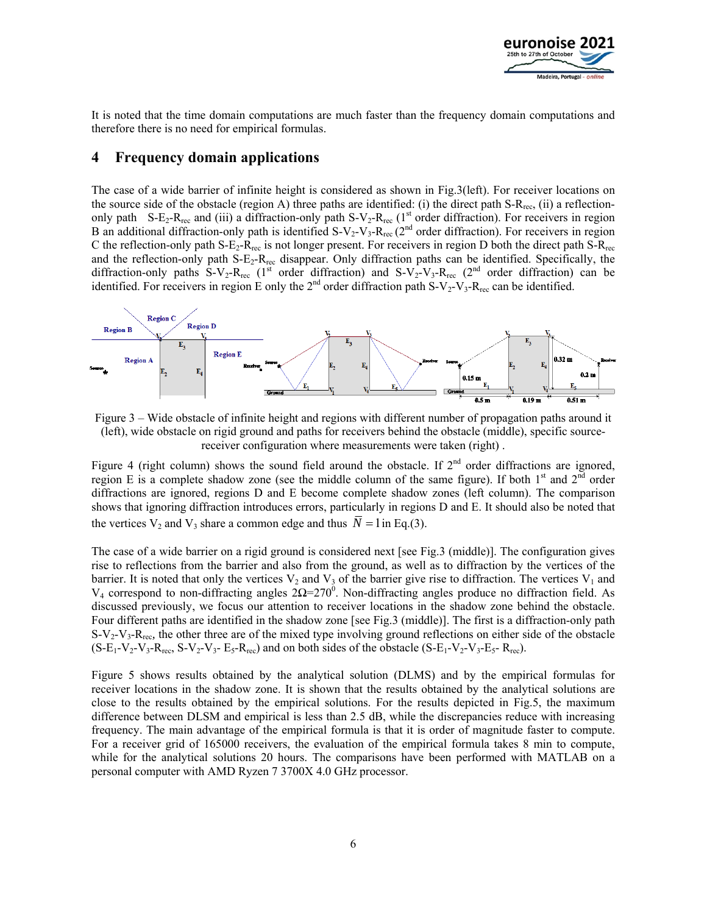It is noted that the time domain computations are much faster than the frequency domain computations and therefore there is no need for empirical formulas.

## 4 Frequency domain applications

The case of a wide barrier of infinite height is considered as shown in Fig.3(left). For receiver locations on the source side of the obstacle (region A) three paths are identified: (i) the direct path S-$R_{rec}$, (ii) a reflection-only path S-$E_2$-$R_{rec}$ and (iii) a diffraction-only path S-$V_2$-$R_{rec}$ (1st order diffraction). For receivers in region B an additional diffraction-only path is identified S-$V_2$-$V_3$-$R_{rec}$ (2nd order diffraction). For receivers in region C the reflection-only path S-$E_2$-$R_{rec}$ is not longer present. For receivers in region D both the direct path S-$R_{rec}$ and the reflection-only path S-$E_2$-$R_{rec}$ disappear. Only diffraction paths can be identified. Specifically, the diffraction-only paths S-$V_2$-$R_{rec}$ (1st order diffraction) and S-$V_2$-$V_3$-$R_{rec}$ (2nd order diffraction) can be identified. For receivers in region E only the 2nd order diffraction path S-$V_2$-$V_3$-$R_{rec}$ can be identified.

Figure 3 – Wide obstacle of infinite height and regions with different number of propagation paths around it (left), wide obstacle on rigid ground and paths for receivers behind the obstacle (middle), specific source-receiver configuration where measurements were taken (right) .

Figure 4 (right column) shows the sound field around the obstacle. If 2nd order diffractions are ignored, region E is a complete shadow zone (see the middle column of the same figure). If both 1st and 2nd order diffractions are ignored, regions D and E become complete shadow zones (left column). The comparison shows that ignoring diffraction introduces errors, particularly in regions D and E. It should also be noted that the vertices $V_2$ and $V_3$ share a common edge and thus $\bar{N} = 1$ in Eq.(3).

The case of a wide barrier on a rigid ground is considered next [see Fig.3 (middle)]. The configuration gives rise to reflections from the barrier and also from the ground, as well as to diffraction by the vertices of the barrier. It is noted that only the vertices $V_2$ and $V_3$ of the barrier give rise to diffraction. The vertices $V_1$ and $V_4$ correspond to non-diffracting angles $2\Omega$=270$^0$. Non-diffracting angles produce no diffraction field. As discussed previously, we focus our attention to receiver locations in the shadow zone behind the obstacle. Four different paths are identified in the shadow zone [see Fig.3 (middle)]. The first is a diffraction-only path S-$V_2$-$V_3$-$R_{rec}$, the other three are of the mixed type involving ground reflections on either side of the obstacle (S-$E_1$-$V_2$-$V_3$-$R_{rec}$, S-$V_2$-$V_3$- $E_5$-$R_{rec}$) and on both sides of the obstacle (S-$E_1$-$V_2$-$V_3$-$E_5$- $R_{rec}$).

Figure 5 shows results obtained by the analytical solution (DLMS) and by the empirical formulas for receiver locations in the shadow zone. It is shown that the results obtained by the analytical solutions are close to the results obtained by the empirical solutions. For the results depicted in Fig.5, the maximum difference between DLSM and empirical is less than 2.5 dB, while the discrepancies reduce with increasing frequency. The main advantage of the empirical formula is that it is order of magnitude faster to compute. For a receiver grid of 165000 receivers, the evaluation of the empirical formula takes 8 min to compute, while for the analytical solutions 20 hours. The comparisons have been performed with MATLAB on a personal computer with AMD Ryzen 7 3700X 4.0 GHz processor.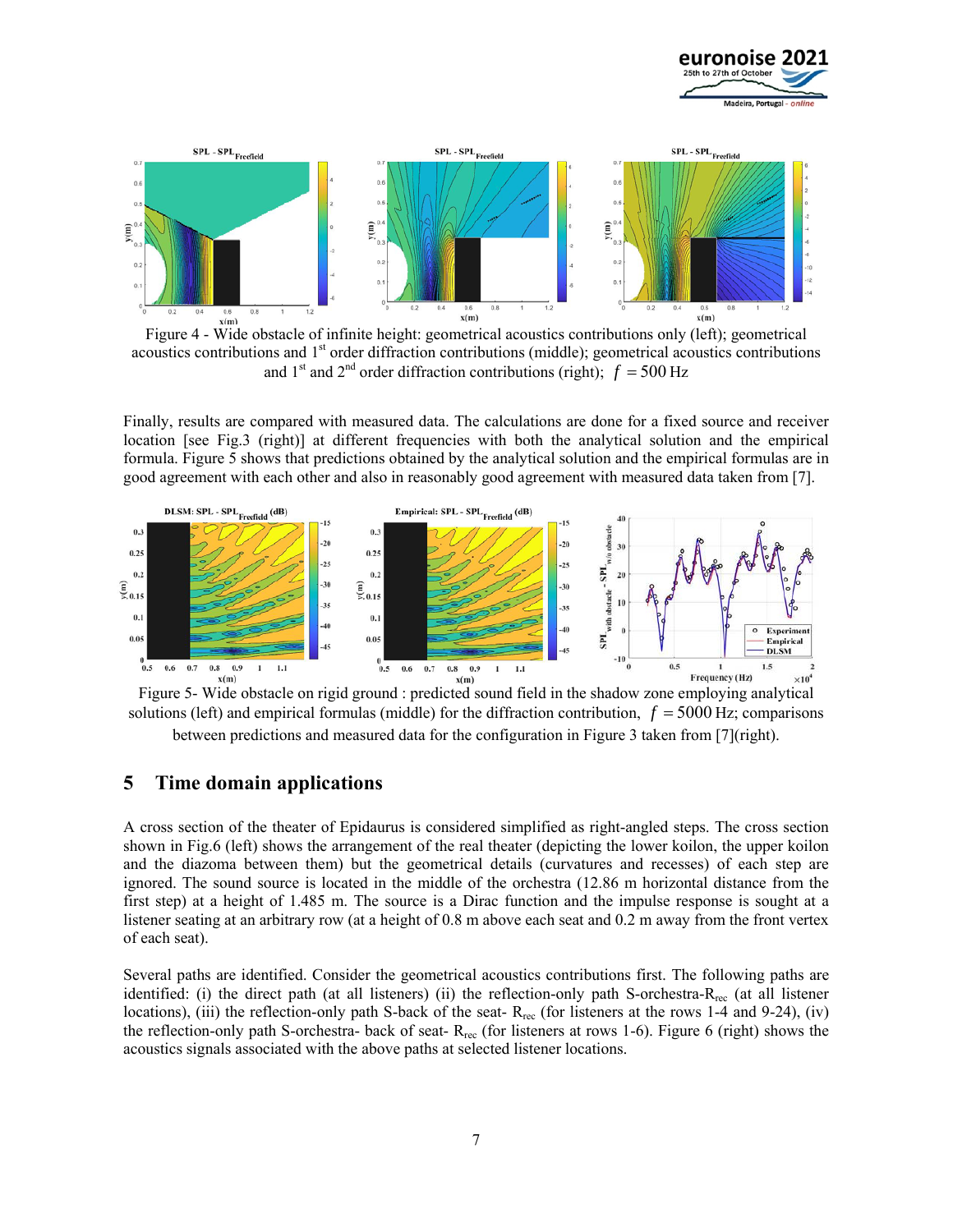Figure 4 - Wide obstacle of infinite height: geometrical acoustics contributions only (left); geometrical acoustics contributions and 1st order diffraction contributions (middle); geometrical acoustics contributions and 1st and 2nd order diffraction contributions (right); $f = 500$ Hz

Finally, results are compared with measured data. The calculations are done for a fixed source and receiver location [see Fig.3 (right)] at different frequencies with both the analytical solution and the empirical formula. Figure 5 shows that predictions obtained by the analytical solution and the empirical formulas are in good agreement with each other and also in reasonably good agreement with measured data taken from [7].

Figure 5- Wide obstacle on rigid ground : predicted sound field in the shadow zone employing analytical solutions (left) and empirical formulas (middle) for the diffraction contribution, $f = 5000$ Hz; comparisons between predictions and measured data for the configuration in Figure 3 taken from [7](right).

## 5 Time domain applications

A cross section of the theater of Epidaurus is considered simplified as right-angled steps. The cross section shown in Fig.6 (left) shows the arrangement of the real theater (depicting the lower koilon, the upper koilon and the diazoma between them) but the geometrical details (curvatures and recesses) of each step are ignored. The sound source is located in the middle of the orchestra (12.86 m horizontal distance from the first step) at a height of 1.485 m. The source is a Dirac function and the impulse response is sought at a listener seating at an arbitrary row (at a height of 0.8 m above each seat and 0.2 m away from the front vertex of each seat).

Several paths are identified. Consider the geometrical acoustics contributions first. The following paths are identified: (i) the direct path (at all listeners) (ii) the reflection-only path S-orchestra-$R_{rec}$ (at all listener locations), (iii) the reflection-only path S-back of the seat- $R_{rec}$ (for listeners at the rows 1-4 and 9-24), (iv) the reflection-only path S-orchestra- back of seat- $R_{rec}$ (for listeners at rows 1-6). Figure 6 (right) shows the acoustics signals associated with the above paths at selected listener locations.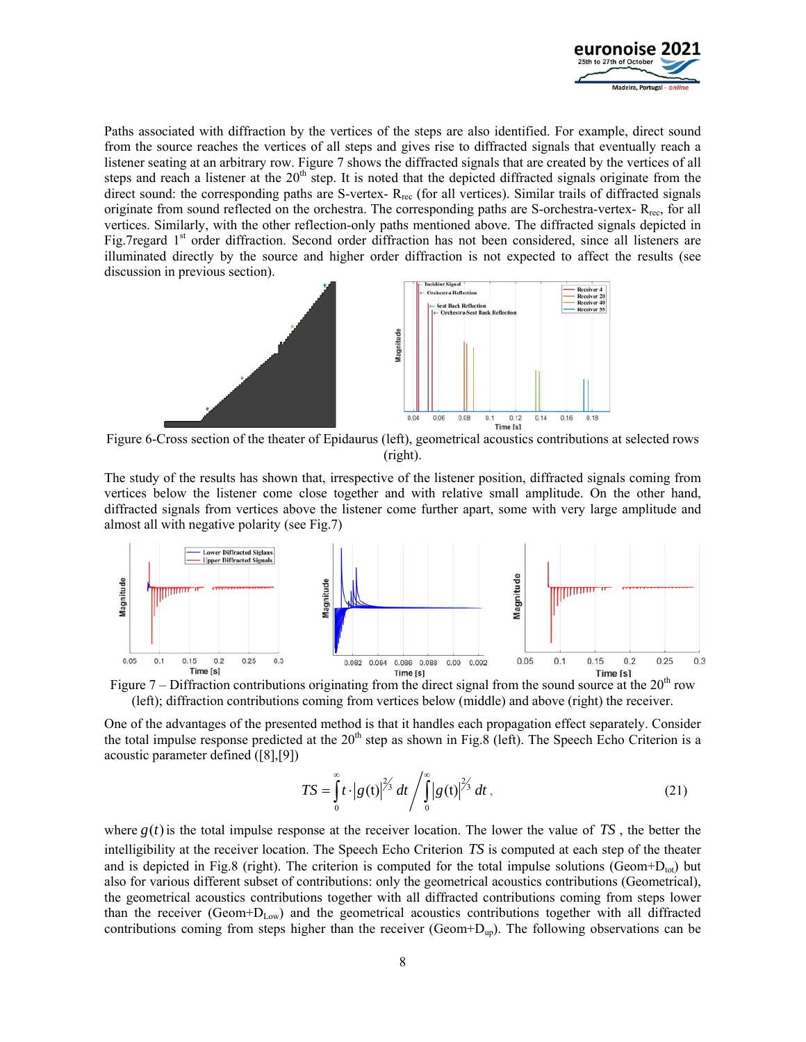Paths associated with diffraction by the vertices of the steps are also identified. For example, direct sound from the source reaches the vertices of all steps and gives rise to diffracted signals that eventually reach a listener seating at an arbitrary row. Figure 7 shows the diffracted signals that are created by the vertices of all steps and reach a listener at the 20th step. It is noted that the depicted diffracted signals originate from the direct sound: the corresponding paths are S-vertex- $R_{rec}$ (for all vertices). Similar trails of diffracted signals originate from sound reflected on the orchestra. The corresponding paths are S-orchestra-vertex- $R_{rec}$, for all vertices. Similarly, with the other reflection-only paths mentioned above. The diffracted signals depicted in Fig.7regard 1st order diffraction. Second order diffraction has not been considered, since all listeners are illuminated directly by the source and higher order diffraction is not expected to affect the results (see discussion in previous section).

Figure 6-Cross section of the theater of Epidaurus (left), geometrical acoustics contributions at selected rows (right).

The study of the results has shown that, irrespective of the listener position, diffracted signals coming from vertices below the listener come close together and with relative small amplitude. On the other hand, diffracted signals from vertices above the listener come further apart, some with very large amplitude and almost all with negative polarity (see Fig.7)

Figure 7 – Diffraction contributions originating from the direct signal from the sound source at the 20th row (left); diffraction contributions coming from vertices below (middle) and above (right) the receiver.

One of the advantages of the presented method is that it handles each propagation effect separately. Consider the total impulse response predicted at the 20th step as shown in Fig.8 (left). The Speech Echo Criterion is a acoustic parameter defined ([8],[9])

$$TS = \int_0^\infty t \cdot |g(t)|^{2/3} \, dt \Big/ \int_0^\infty |g(t)|^{2/3} \, dt \,, \tag{21}$$

where $g(t)$ is the total impulse response at the receiver location. The lower the value of $TS$, the better the intelligibility at the receiver location. The Speech Echo Criterion $TS$ is computed at each step of the theater and is depicted in Fig.8 (right). The criterion is computed for the total impulse solutions (Geom+$D_{tot}$) but also for various different subset of contributions: only the geometrical acoustics contributions (Geometrical), the geometrical acoustics contributions together with all diffracted contributions coming from steps lower than the receiver (Geom+$D_{Low}$) and the geometrical acoustics contributions together with all diffracted contributions coming from steps higher than the receiver (Geom+$D_{up}$). The following observations can be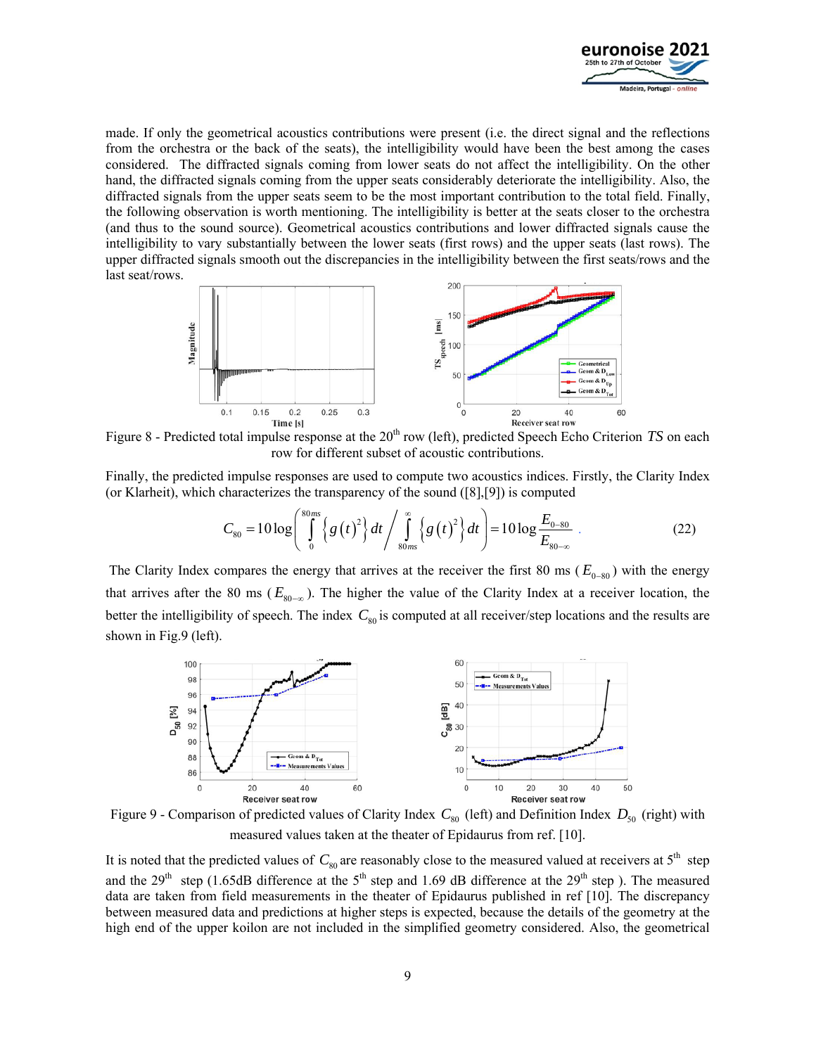made. If only the geometrical acoustics contributions were present (i.e. the direct signal and the reflections from the orchestra or the back of the seats), the intelligibility would have been the best among the cases considered. The diffracted signals coming from lower seats do not affect the intelligibility. On the other hand, the diffracted signals coming from the upper seats considerably deteriorate the intelligibility. Also, the diffracted signals from the upper seats seem to be the most important contribution to the total field. Finally, the following observation is worth mentioning. The intelligibility is better at the seats closer to the orchestra (and thus to the sound source). Geometrical acoustics contributions and lower diffracted signals cause the intelligibility to vary substantially between the lower seats (first rows) and the upper seats (last rows). The upper diffracted signals smooth out the discrepancies in the intelligibility between the first seats/rows and the last seat/rows.

Figure 8 - Predicted total impulse response at the 20th row (left), predicted Speech Echo Criterion *TS* on each row for different subset of acoustic contributions.

Finally, the predicted impulse responses are used to compute two acoustics indices. Firstly, the Clarity Index (or Klarheit), which characterizes the transparency of the sound ([8],[9]) is computed

$$C_{80} = 10\log\left(\int_{0}^{80ms}\left\{g(t)^2\right\}dt \Big/ \int_{80ms}^{\infty}\left\{g(t)^2\right\}dt\right) = 10\log\frac{E_{0-80}}{E_{80-\infty}} \tag{22}$$

The Clarity Index compares the energy that arrives at the receiver the first 80 ms ($E_{0-80}$) with the energy that arrives after the 80 ms ($E_{80-\infty}$). The higher the value of the Clarity Index at a receiver location, the better the intelligibility of speech. The index $C_{80}$ is computed at all receiver/step locations and the results are shown in Fig.9 (left).

Figure 9 - Comparison of predicted values of Clarity Index $C_{80}$ (left) and Definition Index $D_{50}$ (right) with measured values taken at the theater of Epidaurus from ref. [10].

It is noted that the predicted values of $C_{80}$ are reasonably close to the measured valued at receivers at 5th step and the 29th step (1.65dB difference at the 5th step and 1.69 dB difference at the 29th step ). The measured data are taken from field measurements in the theater of Epidaurus published in ref [10]. The discrepancy between measured data and predictions at higher steps is expected, because the details of the geometry at the high end of the upper koilon are not included in the simplified geometry considered. Also, the geometrical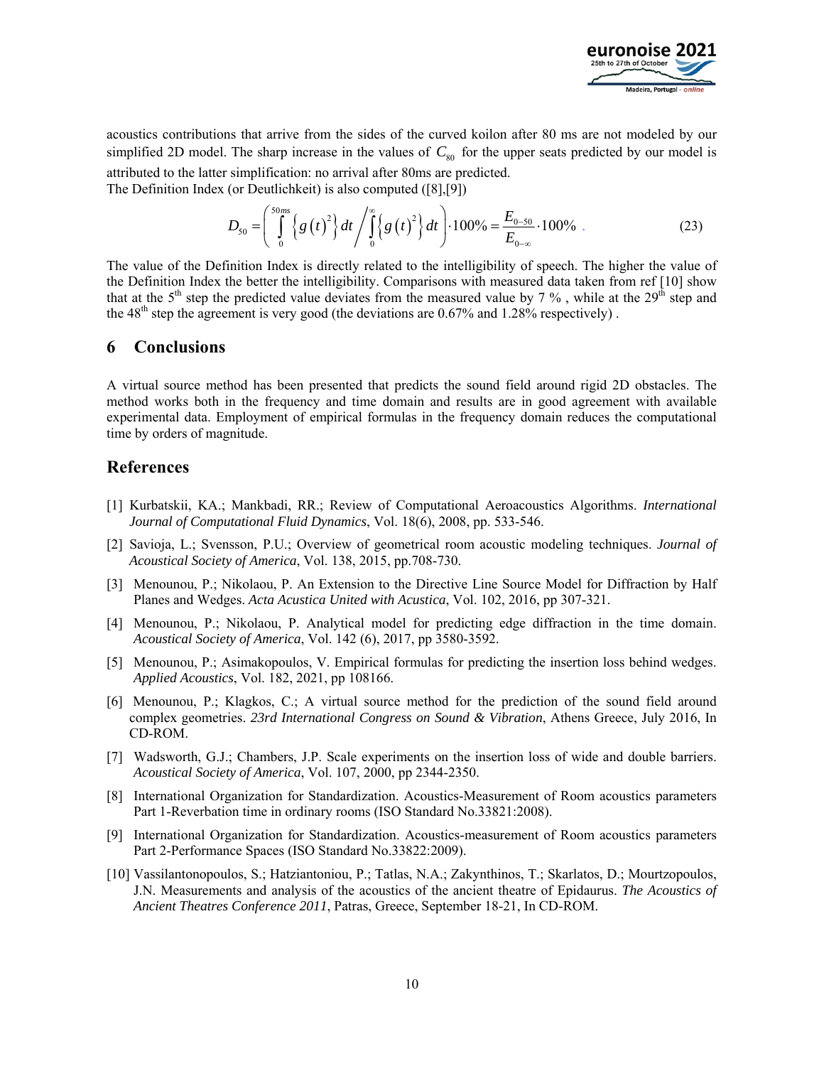acoustics contributions that arrive from the sides of the curved koilon after 80 ms are not modeled by our simplified 2D model. The sharp increase in the values of $C_{80}$ for the upper seats predicted by our model is attributed to the latter simplification: no arrival after 80ms are predicted.
The Definition Index (or Deutlichkeit) is also computed ([8],[9])

$$D_{50} = \left( \int_{0}^{50ms} \left\{ g(t)^2 \right\} dt \Bigg/ \int_{0}^{\infty} \left\{ g(t)^2 \right\} dt \right) \cdot 100\% = \frac{E_{0-50}}{E_{0-\infty}} \cdot 100\% \,. \tag{23}$$

The value of the Definition Index is directly related to the intelligibility of speech. The higher the value of the Definition Index the better the intelligibility. Comparisons with measured data taken from ref [10] show that at the 5th step the predicted value deviates from the measured value by 7 % , while at the 29th step and the 48th step the agreement is very good (the deviations are 0.67% and 1.28% respectively) .

## 6 Conclusions

A virtual source method has been presented that predicts the sound field around rigid 2D obstacles. The method works both in the frequency and time domain and results are in good agreement with available experimental data. Employment of empirical formulas in the frequency domain reduces the computational time by orders of magnitude.

## References

[1] Kurbatskii, KA.; Mankbadi, RR.; Review of Computational Aeroacoustics Algorithms. *International Journal of Computational Fluid Dynamics*, Vol. 18(6), 2008, pp. 533-546.

[2] Savioja, L.; Svensson, P.U.; Overview of geometrical room acoustic modeling techniques. *Journal of Acoustical Society of America*, Vol. 138, 2015, pp.708-730.

[3] Menounou, P.; Nikolaou, P. An Extension to the Directive Line Source Model for Diffraction by Half Planes and Wedges. *Acta Acustica United with Acustica*, Vol. 102, 2016, pp 307-321.

[4] Menounou, P.; Nikolaou, P. Analytical model for predicting edge diffraction in the time domain. *Acoustical Society of America*, Vol. 142 (6), 2017, pp 3580-3592.

[5] Menounou, P.; Asimakopoulos, V. Empirical formulas for predicting the insertion loss behind wedges. *Applied Acoustics*, Vol. 182, 2021, pp 108166.

[6] Menounou, P.; Klagkos, C.; A virtual source method for the prediction of the sound field around complex geometries. *23rd International Congress on Sound & Vibration*, Athens Greece, July 2016, In CD-ROM.

[7] Wadsworth, G.J.; Chambers, J.P. Scale experiments on the insertion loss of wide and double barriers. *Acoustical Society of America*, Vol. 107, 2000, pp 2344-2350.

[8] International Organization for Standardization. Acoustics-Measurement of Room acoustics parameters Part 1-Reverbation time in ordinary rooms (ISO Standard No.33821:2008).

[9] International Organization for Standardization. Acoustics-measurement of Room acoustics parameters Part 2-Performance Spaces (ISO Standard No.33822:2009).

[10] Vassilantonopoulos, S.; Hatziantoniou, P.; Tatlas, N.A.; Zakynthinos, T.; Skarlatos, D.; Mourtzopoulos, J.N. Measurements and analysis of the acoustics of the ancient theatre of Epidaurus. *The Acoustics of Ancient Theatres Conference 2011*, Patras, Greece, September 18-21, In CD-ROM.